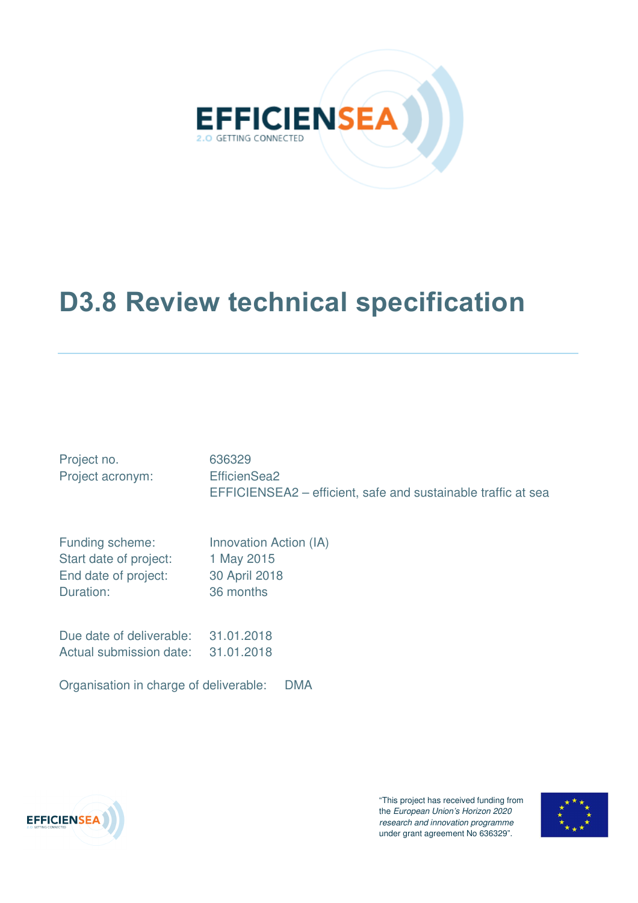# D3.8 Review technical specification

| | |
|---|---|
| Project no. | 636329 |
| Project acronym: | EfficienSea2 |
| | EFFICIENSEA2 – efficient, safe and sustainable traffic at sea |

| | |
|---|---|
| Funding scheme: | Innovation Action (IA) |
| Start date of project: | 1 May 2015 |
| End date of project: | 30 April 2018 |
| Duration: | 36 months |

| | |
|---|---|
| Due date of deliverable: | 31.01.2018 |
| Actual submission date: | 31.01.2018 |

Organisation in charge of deliverable: DMA

"This project has received funding from the *European Union's Horizon 2020 research and innovation programme* under grant agreement No 636329".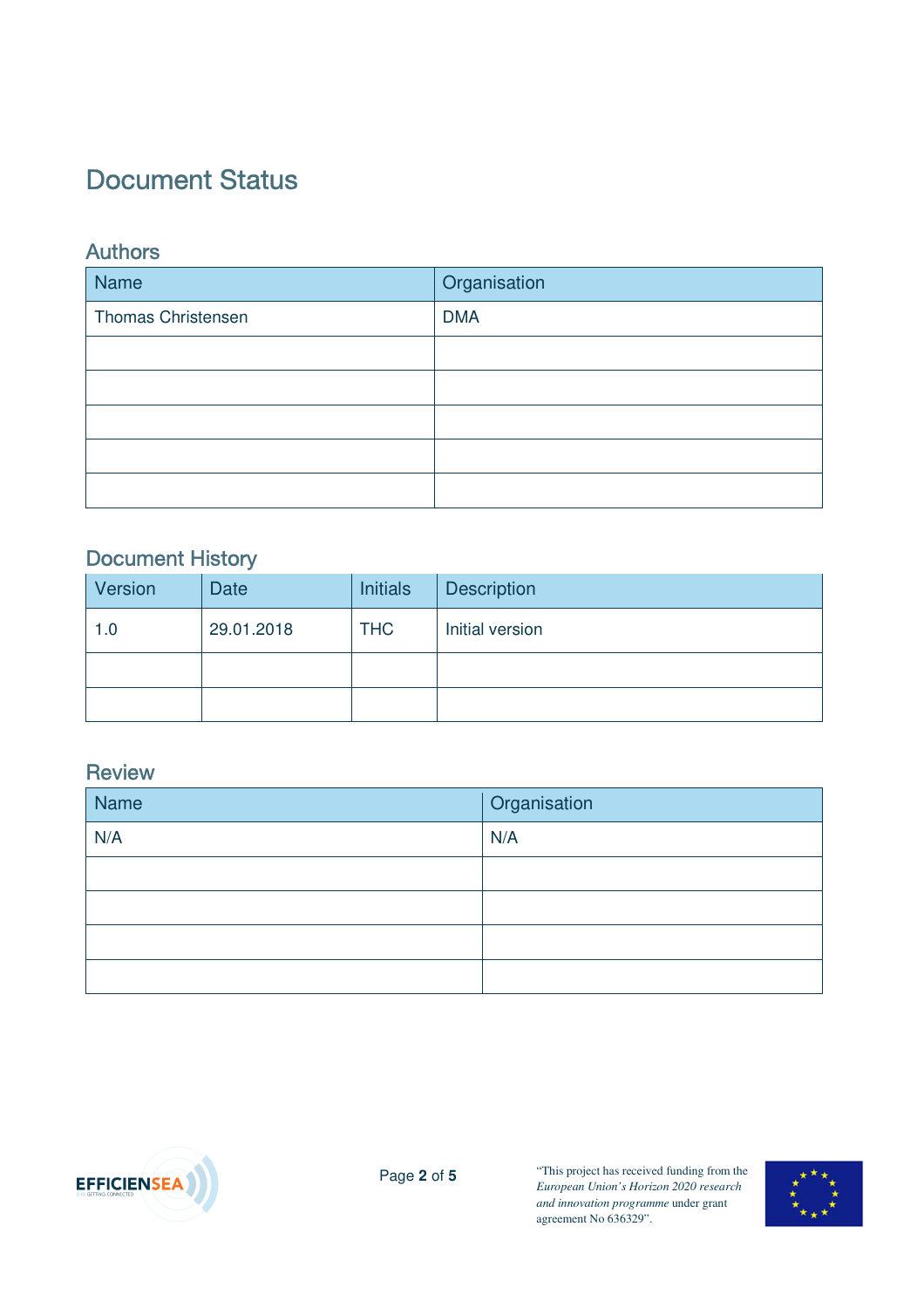# Document Status

## Authors

| Name | Organisation |
|---|---|
| Thomas Christensen | DMA |
| | |
| | |
| | |
| | |
| | |

## Document History

| Version | Date | Initials | Description |
|---|---|---|---|
| 1.0 | 29.01.2018 | THC | Initial version |
| | | | |
| | | | |

## Review

| Name | Organisation |
|---|---|
| N/A | N/A |
| | |
| | |
| | |
| | |

"This project has received funding from the *European Union's Horizon 2020 research and innovation programme* under grant agreement No 636329".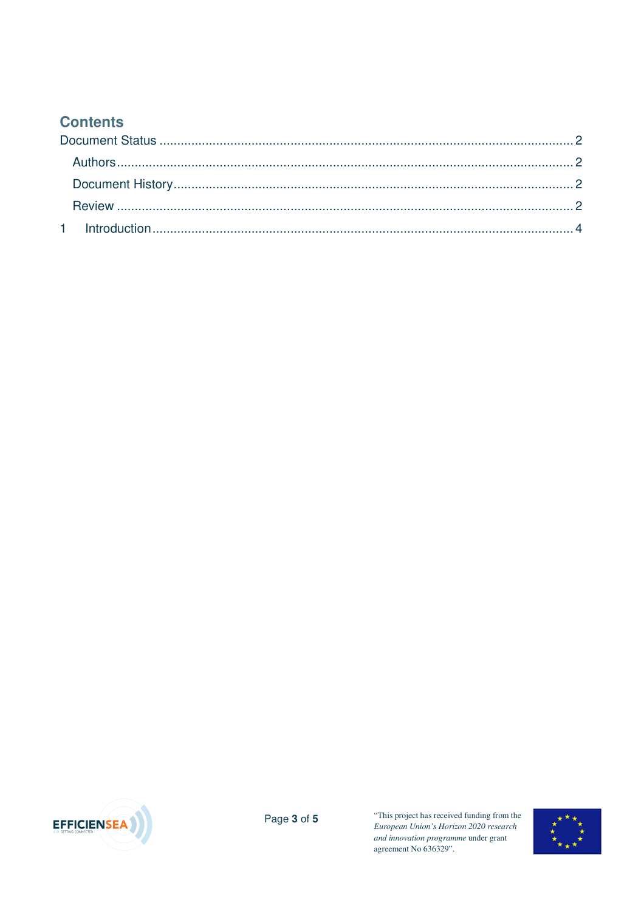# Contents

Document Status ........................................................................................................ 2

- Authors ........................................................................................................ 2
- Document History ........................................................................................................ 2
- Review ........................................................................................................ 2

1 Introduction ........................................................................................................ 4

"This project has received funding from the *European Union's Horizon 2020 research and innovation programme* under grant agreement No 636329".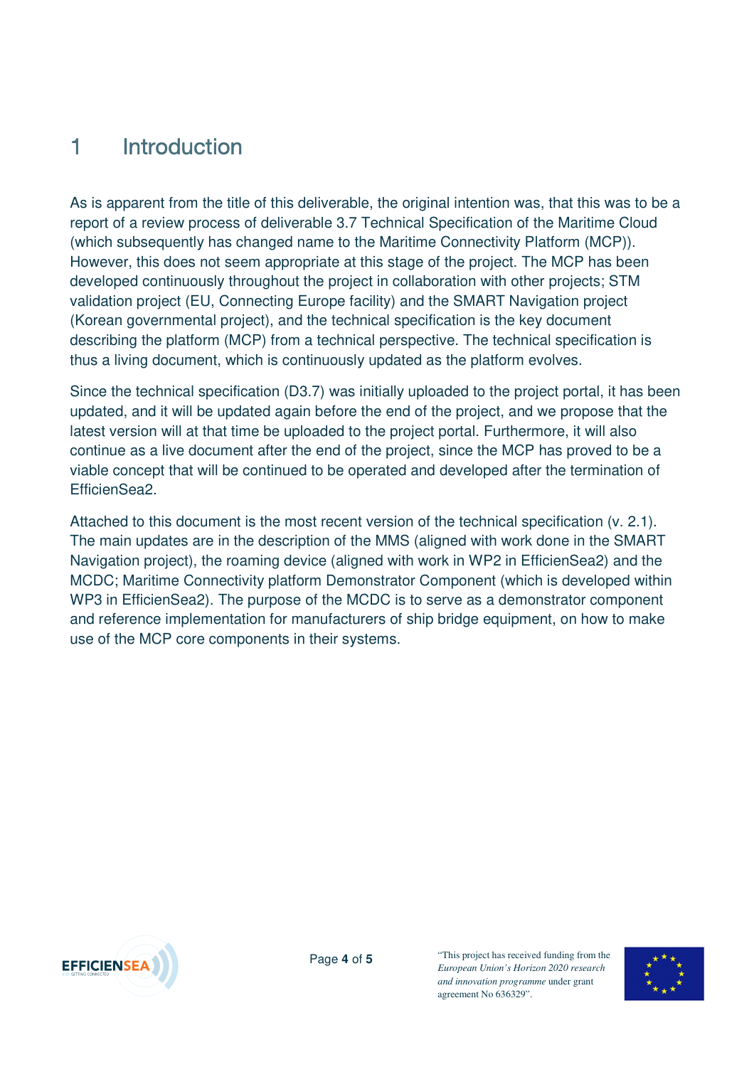# 1 Introduction

As is apparent from the title of this deliverable, the original intention was, that this was to be a report of a review process of deliverable 3.7 Technical Specification of the Maritime Cloud (which subsequently has changed name to the Maritime Connectivity Platform (MCP)). However, this does not seem appropriate at this stage of the project. The MCP has been developed continuously throughout the project in collaboration with other projects; STM validation project (EU, Connecting Europe facility) and the SMART Navigation project (Korean governmental project), and the technical specification is the key document describing the platform (MCP) from a technical perspective. The technical specification is thus a living document, which is continuously updated as the platform evolves.

Since the technical specification (D3.7) was initially uploaded to the project portal, it has been updated, and it will be updated again before the end of the project, and we propose that the latest version will at that time be uploaded to the project portal. Furthermore, it will also continue as a live document after the end of the project, since the MCP has proved to be a viable concept that will be continued to be operated and developed after the termination of EfficienSea2.

Attached to this document is the most recent version of the technical specification (v. 2.1). The main updates are in the description of the MMS (aligned with work done in the SMART Navigation project), the roaming device (aligned with work in WP2 in EfficienSea2) and the MCDC; Maritime Connectivity platform Demonstrator Component (which is developed within WP3 in EfficienSea2). The purpose of the MCDC is to serve as a demonstrator component and reference implementation for manufacturers of ship bridge equipment, on how to make use of the MCP core components in their systems.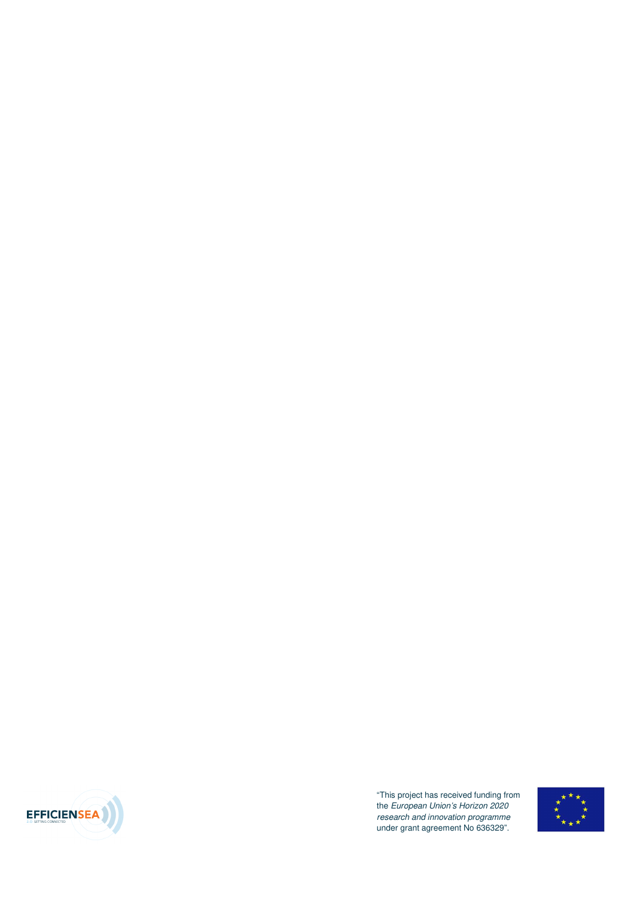"This project has received funding from the *European Union's Horizon 2020 research and innovation programme* under grant agreement No 636329".